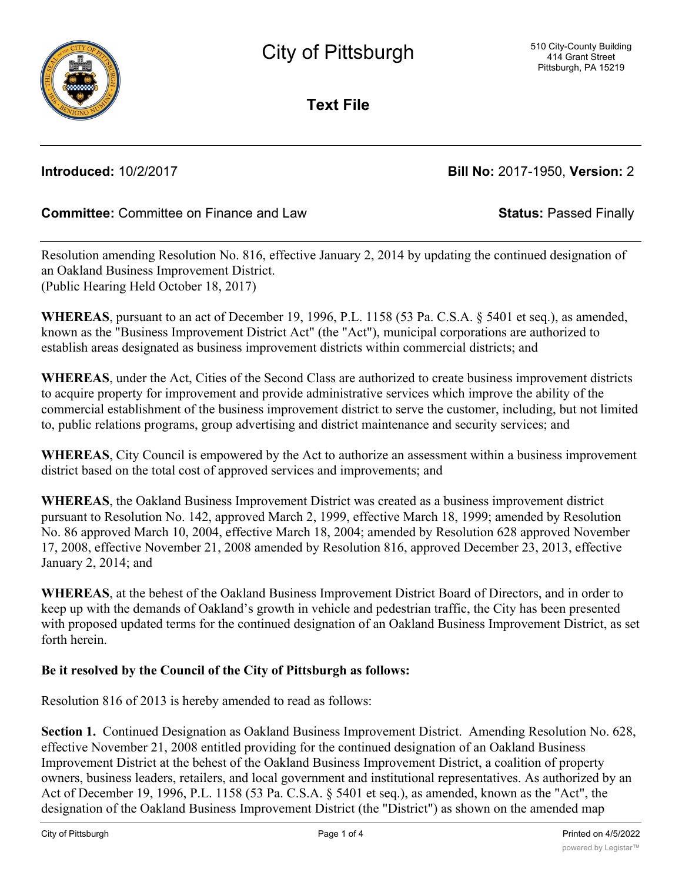# City of Pittsburgh

510 City-County Building
414 Grant Street
Pittsburgh, PA 15219

## Text File

**Introduced:** 10/2/2017 **Bill No:** 2017-1950, **Version:** 2

**Committee:** Committee on Finance and Law **Status:** Passed Finally

Resolution amending Resolution No. 816, effective January 2, 2014 by updating the continued designation of an Oakland Business Improvement District.
(Public Hearing Held October 18, 2017)

**WHEREAS**, pursuant to an act of December 19, 1996, P.L. 1158 (53 Pa. C.S.A. § 5401 et seq.), as amended, known as the "Business Improvement District Act" (the "Act"), municipal corporations are authorized to establish areas designated as business improvement districts within commercial districts; and

**WHEREAS**, under the Act, Cities of the Second Class are authorized to create business improvement districts to acquire property for improvement and provide administrative services which improve the ability of the commercial establishment of the business improvement district to serve the customer, including, but not limited to, public relations programs, group advertising and district maintenance and security services; and

**WHEREAS**, City Council is empowered by the Act to authorize an assessment within a business improvement district based on the total cost of approved services and improvements; and

**WHEREAS**, the Oakland Business Improvement District was created as a business improvement district pursuant to Resolution No. 142, approved March 2, 1999, effective March 18, 1999; amended by Resolution No. 86 approved March 10, 2004, effective March 18, 2004; amended by Resolution 628 approved November 17, 2008, effective November 21, 2008 amended by Resolution 816, approved December 23, 2013, effective January 2, 2014; and

**WHEREAS**, at the behest of the Oakland Business Improvement District Board of Directors, and in order to keep up with the demands of Oakland's growth in vehicle and pedestrian traffic, the City has been presented with proposed updated terms for the continued designation of an Oakland Business Improvement District, as set forth herein.

**Be it resolved by the Council of the City of Pittsburgh as follows:**

Resolution 816 of 2013 is hereby amended to read as follows:

**Section 1.** Continued Designation as Oakland Business Improvement District. Amending Resolution No. 628, effective November 21, 2008 entitled providing for the continued designation of an Oakland Business Improvement District at the behest of the Oakland Business Improvement District, a coalition of property owners, business leaders, retailers, and local government and institutional representatives. As authorized by an Act of December 19, 1996, P.L. 1158 (53 Pa. C.S.A. § 5401 et seq.), as amended, known as the "Act", the designation of the Oakland Business Improvement District (the "District") as shown on the amended map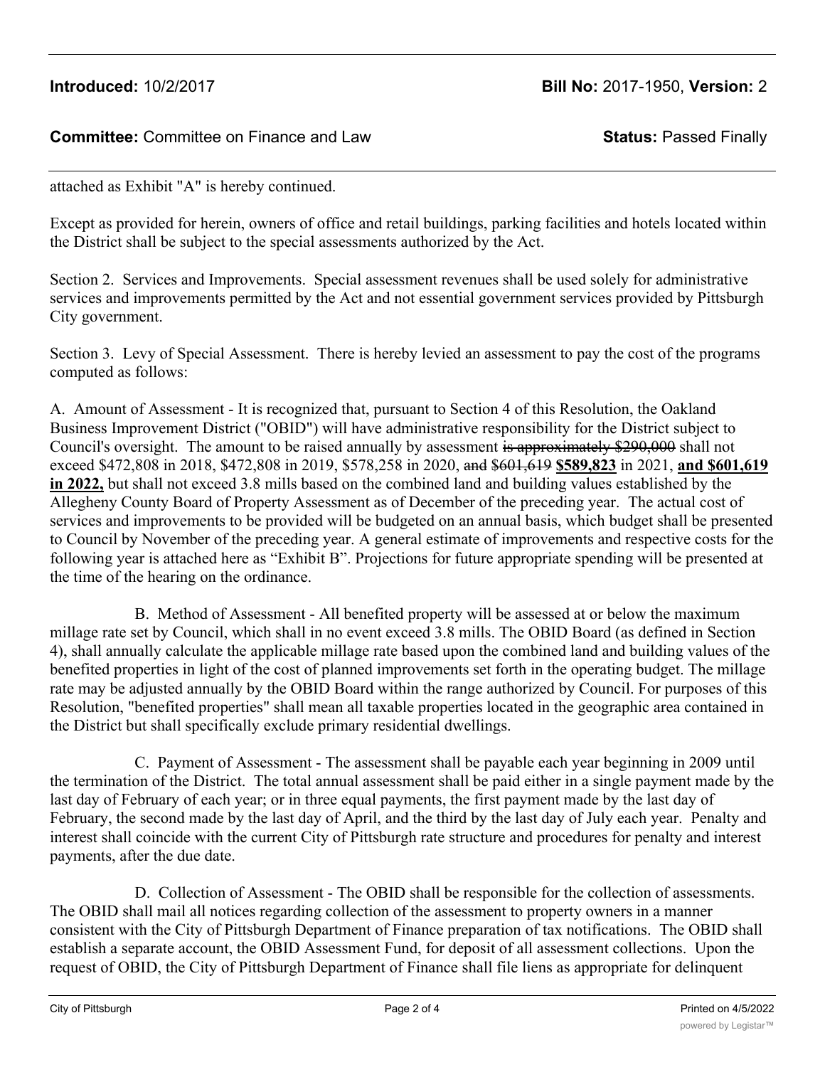**Introduced:** 10/2/2017 **Bill No:** 2017-1950, **Version:** 2

**Committee:** Committee on Finance and Law **Status:** Passed Finally

attached as Exhibit "A" is hereby continued.

Except as provided for herein, owners of office and retail buildings, parking facilities and hotels located within the District shall be subject to the special assessments authorized by the Act.

Section 2. Services and Improvements. Special assessment revenues shall be used solely for administrative services and improvements permitted by the Act and not essential government services provided by Pittsburgh City government.

Section 3. Levy of Special Assessment. There is hereby levied an assessment to pay the cost of the programs computed as follows:

A. Amount of Assessment - It is recognized that, pursuant to Section 4 of this Resolution, the Oakland Business Improvement District ("OBID") will have administrative responsibility for the District subject to Council's oversight. The amount to be raised annually by assessment ~~is approximately $290,000~~ shall not exceed $472,808 in 2018, $472,808 in 2019, $578,258 in 2020, ~~and $601,619~~ **$589,823** in 2021, **and $601,619 in 2022,** but shall not exceed 3.8 mills based on the combined land and building values established by the Allegheny County Board of Property Assessment as of December of the preceding year. The actual cost of services and improvements to be provided will be budgeted on an annual basis, which budget shall be presented to Council by November of the preceding year. A general estimate of improvements and respective costs for the following year is attached here as "Exhibit B". Projections for future appropriate spending will be presented at the time of the hearing on the ordinance.

B. Method of Assessment - All benefited property will be assessed at or below the maximum millage rate set by Council, which shall in no event exceed 3.8 mills. The OBID Board (as defined in Section 4), shall annually calculate the applicable millage rate based upon the combined land and building values of the benefited properties in light of the cost of planned improvements set forth in the operating budget. The millage rate may be adjusted annually by the OBID Board within the range authorized by Council. For purposes of this Resolution, "benefited properties" shall mean all taxable properties located in the geographic area contained in the District but shall specifically exclude primary residential dwellings.

C. Payment of Assessment - The assessment shall be payable each year beginning in 2009 until the termination of the District. The total annual assessment shall be paid either in a single payment made by the last day of February of each year; or in three equal payments, the first payment made by the last day of February, the second made by the last day of April, and the third by the last day of July each year. Penalty and interest shall coincide with the current City of Pittsburgh rate structure and procedures for penalty and interest payments, after the due date.

D. Collection of Assessment - The OBID shall be responsible for the collection of assessments. The OBID shall mail all notices regarding collection of the assessment to property owners in a manner consistent with the City of Pittsburgh Department of Finance preparation of tax notifications. The OBID shall establish a separate account, the OBID Assessment Fund, for deposit of all assessment collections. Upon the request of OBID, the City of Pittsburgh Department of Finance shall file liens as appropriate for delinquent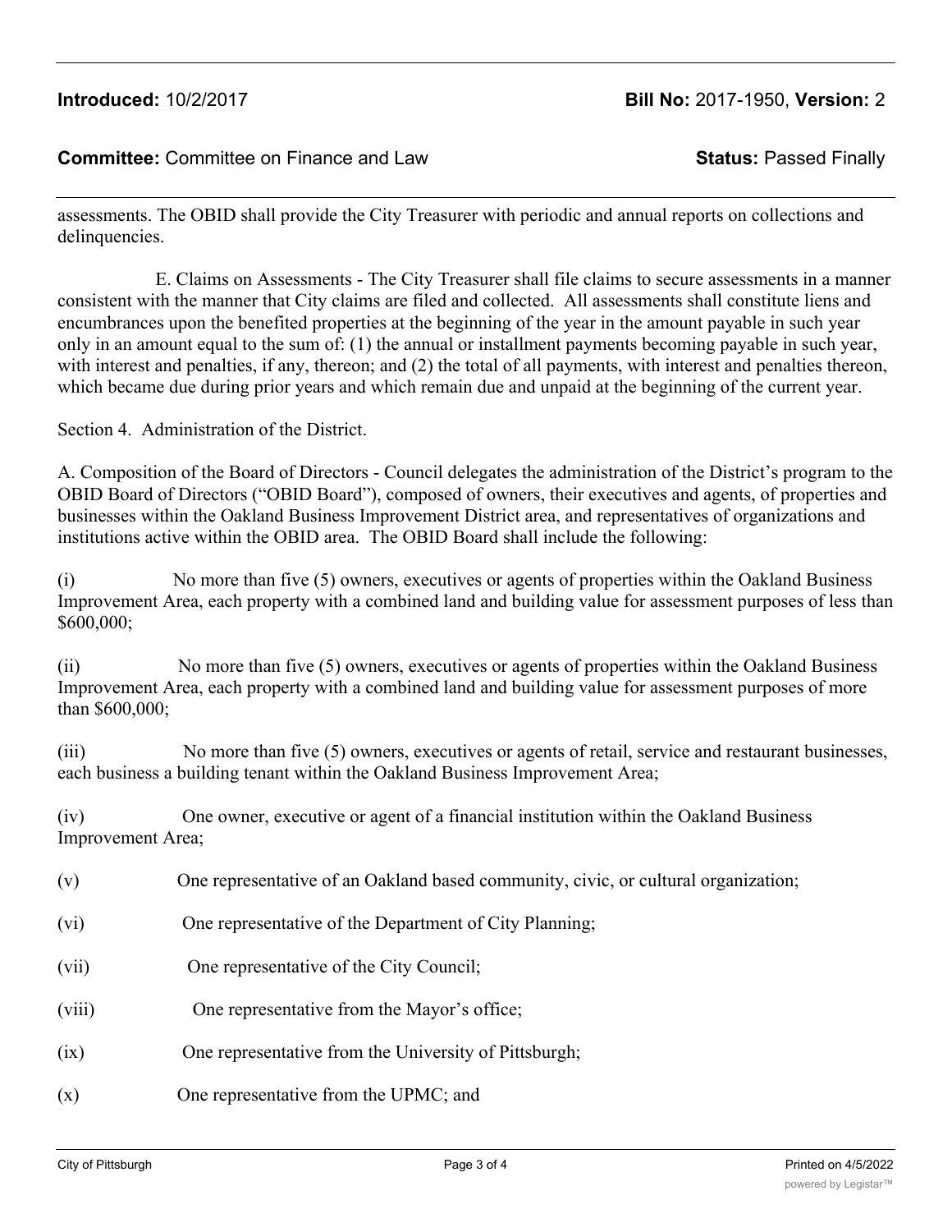assessments. The OBID shall provide the City Treasurer with periodic and annual reports on collections and delinquencies.

E. Claims on Assessments - The City Treasurer shall file claims to secure assessments in a manner consistent with the manner that City claims are filed and collected. All assessments shall constitute liens and encumbrances upon the benefited properties at the beginning of the year in the amount payable in such year only in an amount equal to the sum of: (1) the annual or installment payments becoming payable in such year, with interest and penalties, if any, thereon; and (2) the total of all payments, with interest and penalties thereon, which became due during prior years and which remain due and unpaid at the beginning of the current year.

Section 4. Administration of the District.

A. Composition of the Board of Directors - Council delegates the administration of the District's program to the OBID Board of Directors ("OBID Board"), composed of owners, their executives and agents, of properties and businesses within the Oakland Business Improvement District area, and representatives of organizations and institutions active within the OBID area. The OBID Board shall include the following:

(i) No more than five (5) owners, executives or agents of properties within the Oakland Business Improvement Area, each property with a combined land and building value for assessment purposes of less than $600,000;

(ii) No more than five (5) owners, executives or agents of properties within the Oakland Business Improvement Area, each property with a combined land and building value for assessment purposes of more than $600,000;

(iii) No more than five (5) owners, executives or agents of retail, service and restaurant businesses, each business a building tenant within the Oakland Business Improvement Area;

(iv) One owner, executive or agent of a financial institution within the Oakland Business Improvement Area;

(v) One representative of an Oakland based community, civic, or cultural organization;

(vi) One representative of the Department of City Planning;

(vii) One representative of the City Council;

(viii) One representative from the Mayor's office;

(ix) One representative from the University of Pittsburgh;

(x) One representative from the UPMC; and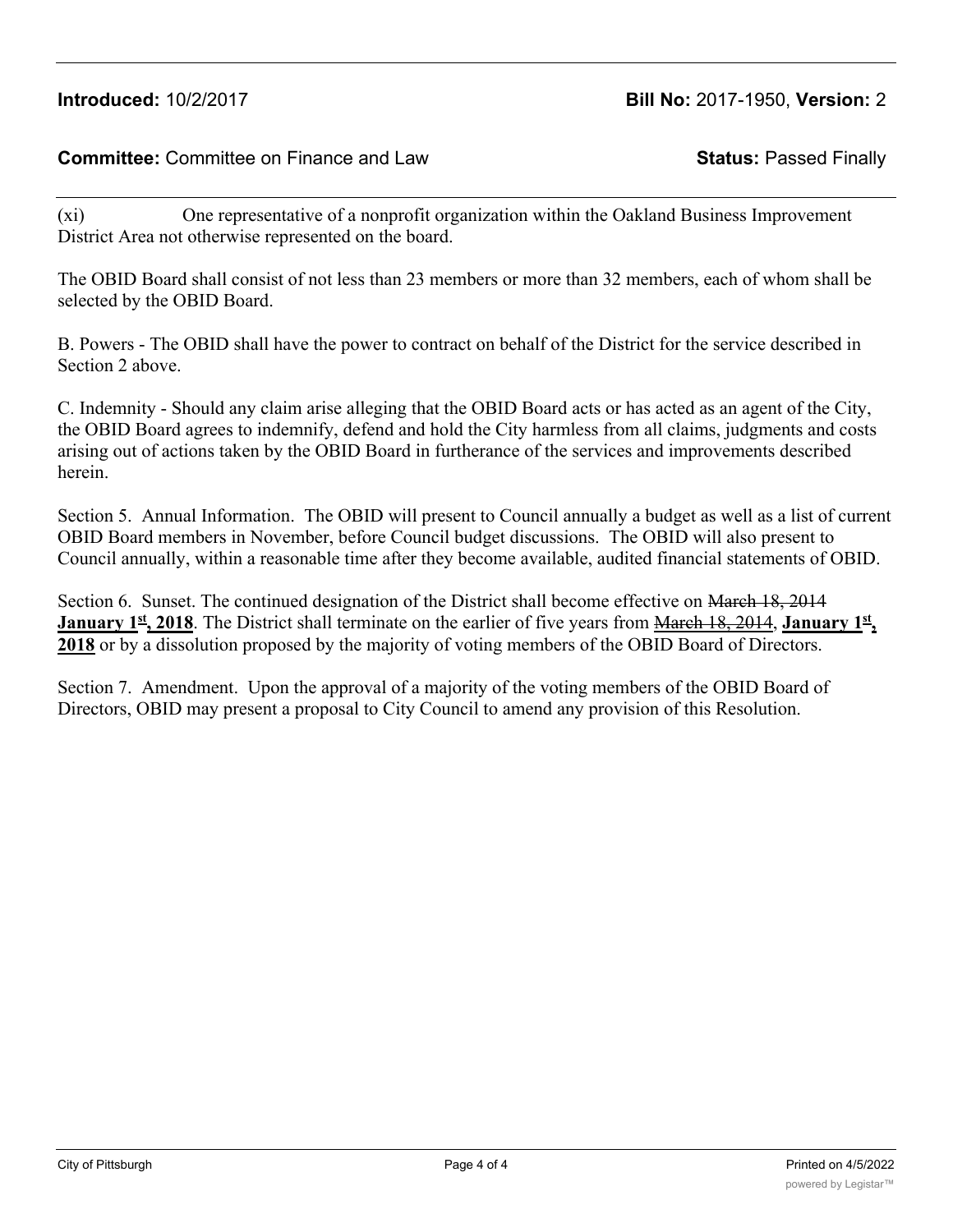**Introduced:** 10/2/2017 **Bill No:** 2017-1950, **Version:** 2

**Committee:** Committee on Finance and Law **Status:** Passed Finally

(xi) One representative of a nonprofit organization within the Oakland Business Improvement District Area not otherwise represented on the board.

The OBID Board shall consist of not less than 23 members or more than 32 members, each of whom shall be selected by the OBID Board.

B. Powers - The OBID shall have the power to contract on behalf of the District for the service described in Section 2 above.

C. Indemnity - Should any claim arise alleging that the OBID Board acts or has acted as an agent of the City, the OBID Board agrees to indemnify, defend and hold the City harmless from all claims, judgments and costs arising out of actions taken by the OBID Board in furtherance of the services and improvements described herein.

Section 5. Annual Information. The OBID will present to Council annually a budget as well as a list of current OBID Board members in November, before Council budget discussions. The OBID will also present to Council annually, within a reasonable time after they become available, audited financial statements of OBID.

Section 6. Sunset. The continued designation of the District shall become effective on ~~March 18, 2014~~ **January 1st, 2018**. The District shall terminate on the earlier of five years from ~~March 18, 2014~~, **January 1st, 2018** or by a dissolution proposed by the majority of voting members of the OBID Board of Directors.

Section 7. Amendment. Upon the approval of a majority of the voting members of the OBID Board of Directors, OBID may present a proposal to City Council to amend any provision of this Resolution.